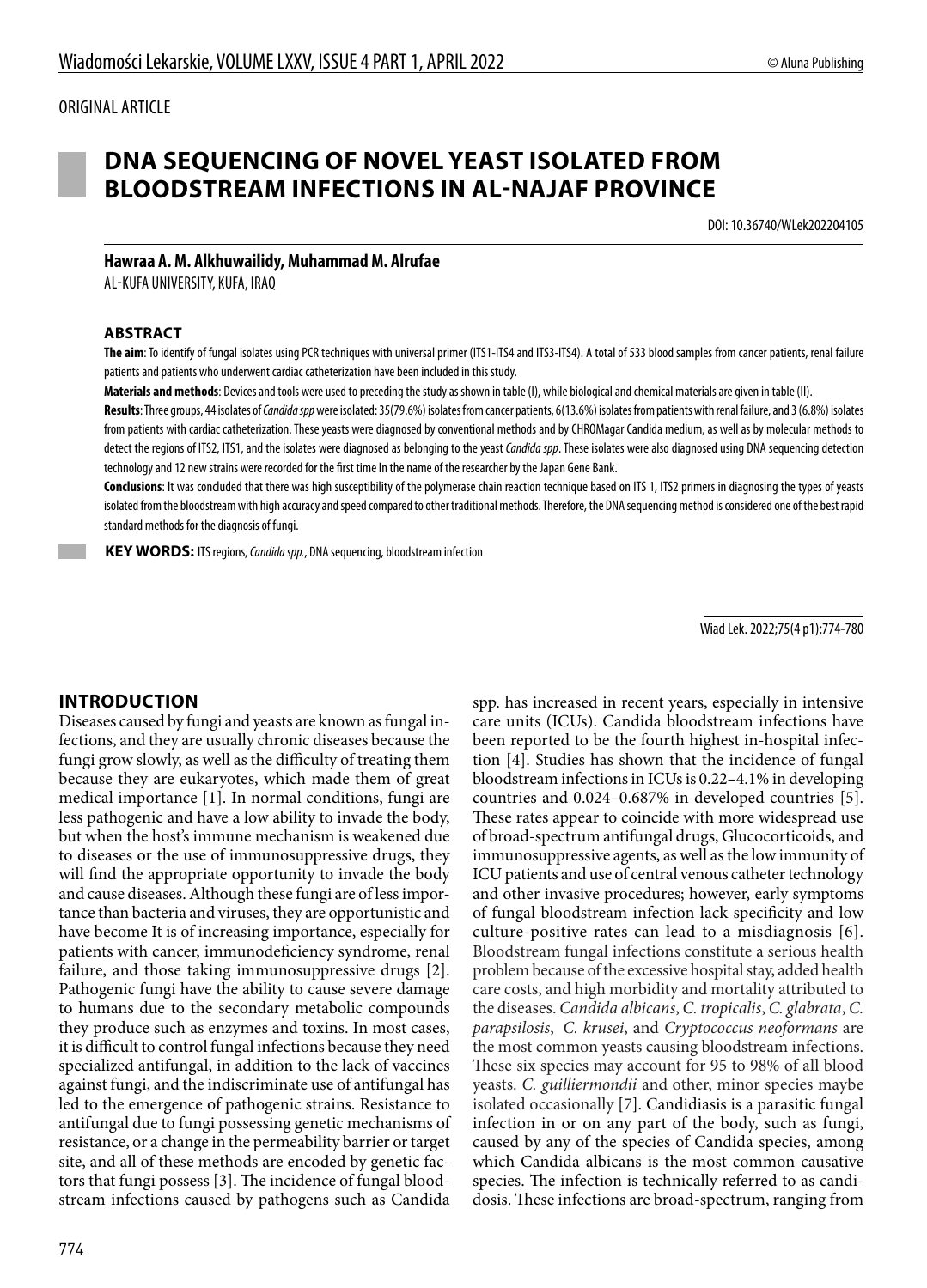ORIGINAL ARTICLE

# DNA SEQUENCING OF NOVEL YEAST ISOLATED FROM BLOODSTREAM INFECTIONS IN AL-NAJAF PROVINCE

DOI: 10.36740/WLek202204105

**Hawraa A. M. Alkhuwailidy, Muhammad M. Alrufae**

AL-KUFA UNIVERSITY, KUFA, IRAQ

## ABSTRACT

**The aim**: To identify of fungal isolates using PCR techniques with universal primer (ITS1-ITS4 and ITS3-ITS4). A total of 533 blood samples from cancer patients, renal failure patients and patients who underwent cardiac catheterization have been included in this study.

**Materials and methods**: Devices and tools were used to preceding the study as shown in table (I), while biological and chemical materials are given in table (II).

**Results**: Three groups, 44 isolates of *Candida spp* were isolated: 35(79.6%) isolates from cancer patients, 6(13.6%) isolates from patients with renal failure, and 3 (6.8%) isolates from patients with cardiac catheterization. These yeasts were diagnosed by conventional methods and by CHROMagar Candida medium, as well as by molecular methods to detect the regions of ITS2, ITS1, and the isolates were diagnosed as belonging to the yeast *Candida spp*. These isolates were also diagnosed using DNA sequencing detection technology and 12 new strains were recorded for the first time In the name of the researcher by the Japan Gene Bank.

**Conclusions**: It was concluded that there was high susceptibility of the polymerase chain reaction technique based on ITS 1, ITS2 primers in diagnosing the types of yeasts isolated from the bloodstream with high accuracy and speed compared to other traditional methods. Therefore, the DNA sequencing method is considered one of the best rapid standard methods for the diagnosis of fungi.

**KEY WORDS:** ITS regions, *Candida spp.*, DNA sequencing, bloodstream infection

Wiad Lek. 2022;75(4 p1):774-780

## INTRODUCTION

Diseases caused by fungi and yeasts are known as fungal infections, and they are usually chronic diseases because the fungi grow slowly, as well as the difficulty of treating them because they are eukaryotes, which made them of great medical importance [1]. In normal conditions, fungi are less pathogenic and have a low ability to invade the body, but when the host's immune mechanism is weakened due to diseases or the use of immunosuppressive drugs, they will find the appropriate opportunity to invade the body and cause diseases. Although these fungi are of less importance than bacteria and viruses, they are opportunistic and have become It is of increasing importance, especially for patients with cancer, immunodeficiency syndrome, renal failure, and those taking immunosuppressive drugs [2]. Pathogenic fungi have the ability to cause severe damage to humans due to the secondary metabolic compounds they produce such as enzymes and toxins. In most cases, it is difficult to control fungal infections because they need specialized antifungal, in addition to the lack of vaccines against fungi, and the indiscriminate use of antifungal has led to the emergence of pathogenic strains. Resistance to antifungal due to fungi possessing genetic mechanisms of resistance, or a change in the permeability barrier or target site, and all of these methods are encoded by genetic factors that fungi possess [3]. The incidence of fungal bloodstream infections caused by pathogens such as Candida spp. has increased in recent years, especially in intensive care units (ICUs). Candida bloodstream infections have been reported to be the fourth highest in-hospital infection [4]. Studies has shown that the incidence of fungal bloodstream infections in ICUs is 0.22–4.1% in developing countries and 0.024–0.687% in developed countries [5]. These rates appear to coincide with more widespread use of broad-spectrum antifungal drugs, Glucocorticoids, and immunosuppressive agents, as well as the low immunity of ICU patients and use of central venous catheter technology and other invasive procedures; however, early symptoms of fungal bloodstream infection lack specificity and low culture-positive rates can lead to a misdiagnosis [6]. Bloodstream fungal infections constitute a serious health problem because of the excessive hospital stay, added health care costs, and high morbidity and mortality attributed to the diseases. *Candida albicans*, *C. tropicalis*, *C. glabrata*, *C. parapsilosis*, *C. krusei*, and *Cryptococcus neoformans* are the most common yeasts causing bloodstream infections. These six species may account for 95 to 98% of all blood yeasts. *C. guilliermondii* and other, minor species maybe isolated occasionally [7]. Candidiasis is a parasitic fungal infection in or on any part of the body, such as fungi, caused by any of the species of Candida species, among which Candida albicans is the most common causative species. The infection is technically referred to as candidosis. These infections are broad-spectrum, ranging from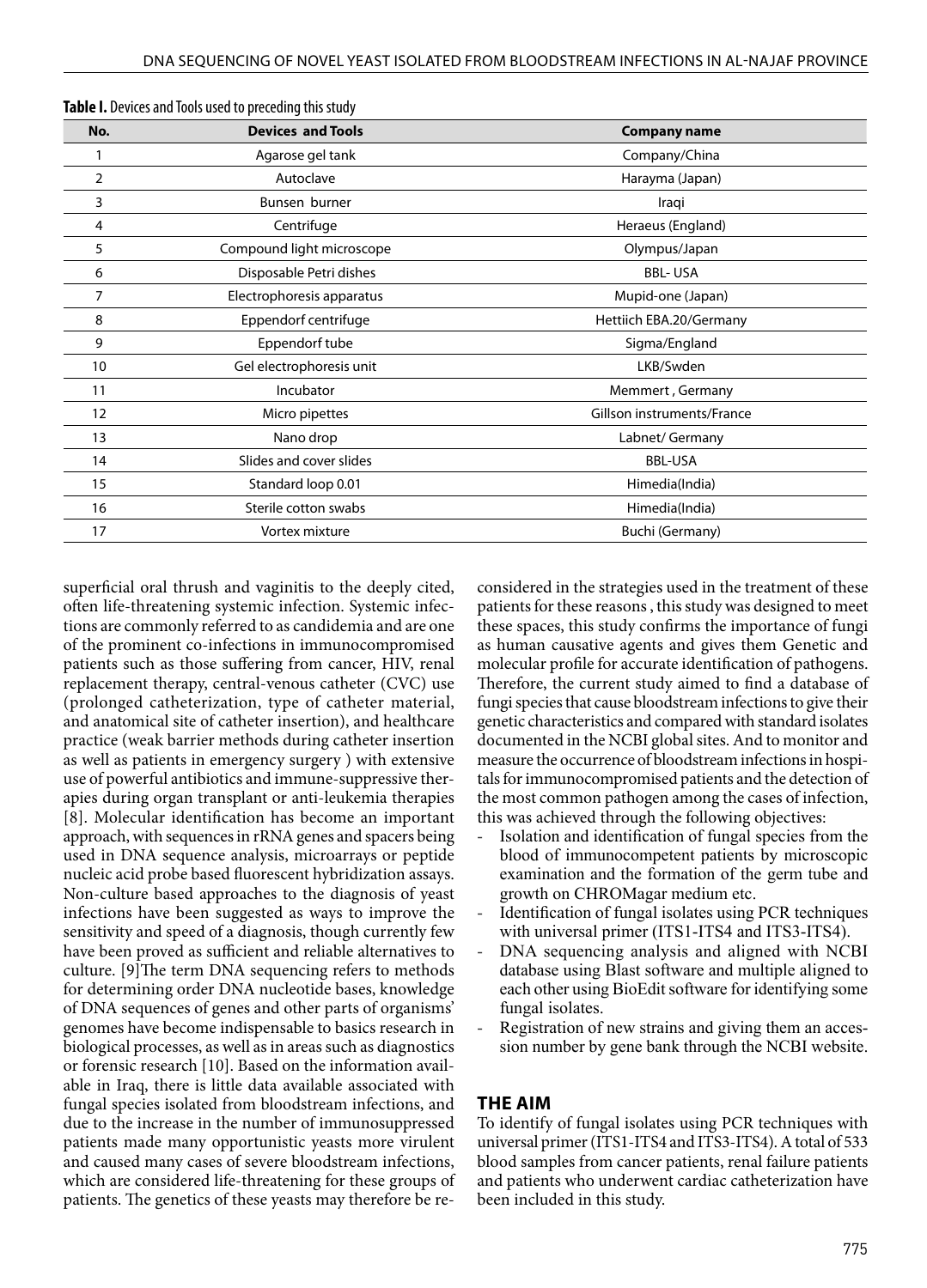**Table I.** Devices and Tools used to preceding this study

| No. | Devices and Tools | Company name |
|---|---|---|
| 1 | Agarose gel tank | Company/China |
| 2 | Autoclave | Harayma (Japan) |
| 3 | Bunsen burner | Iraqi |
| 4 | Centrifuge | Heraeus (England) |
| 5 | Compound light microscope | Olympus/Japan |
| 6 | Disposable Petri dishes | BBL- USA |
| 7 | Electrophoresis apparatus | Mupid-one (Japan) |
| 8 | Eppendorf centrifuge | Hettiich EBA.20/Germany |
| 9 | Eppendorf tube | Sigma/England |
| 10 | Gel electrophoresis unit | LKB/Swden |
| 11 | Incubator | Memmert , Germany |
| 12 | Micro pipettes | Gillson instruments/France |
| 13 | Nano drop | Labnet/ Germany |
| 14 | Slides and cover slides | BBL-USA |
| 15 | Standard loop 0.01 | Himedia(India) |
| 16 | Sterile cotton swabs | Himedia(India) |
| 17 | Vortex mixture | Buchi (Germany) |

superficial oral thrush and vaginitis to the deeply cited, often life-threatening systemic infection. Systemic infections are commonly referred to as candidemia and are one of the prominent co-infections in immunocompromised patients such as those suffering from cancer, HIV, renal replacement therapy, central-venous catheter (CVC) use (prolonged catheterization, type of catheter material, and anatomical site of catheter insertion), and healthcare practice (weak barrier methods during catheter insertion as well as patients in emergency surgery ) with extensive use of powerful antibiotics and immune-suppressive therapies during organ transplant or anti-leukemia therapies [8]. Molecular identification has become an important approach, with sequences in rRNA genes and spacers being used in DNA sequence analysis, microarrays or peptide nucleic acid probe based fluorescent hybridization assays. Non-culture based approaches to the diagnosis of yeast infections have been suggested as ways to improve the sensitivity and speed of a diagnosis, though currently few have been proved as sufficient and reliable alternatives to culture. [9]The term DNA sequencing refers to methods for determining order DNA nucleotide bases, knowledge of DNA sequences of genes and other parts of organisms' genomes have become indispensable to basics research in biological processes, as well as in areas such as diagnostics or forensic research [10]. Based on the information available in Iraq, there is little data available associated with fungal species isolated from bloodstream infections, and due to the increase in the number of immunosuppressed patients made many opportunistic yeasts more virulent and caused many cases of severe bloodstream infections, which are considered life-threatening for these groups of patients. The genetics of these yeasts may therefore be reconsidered in the strategies used in the treatment of these patients for these reasons , this study was designed to meet these spaces, this study confirms the importance of fungi as human causative agents and gives them Genetic and molecular profile for accurate identification of pathogens. Therefore, the current study aimed to find a database of fungi species that cause bloodstream infections to give their genetic characteristics and compared with standard isolates documented in the NCBI global sites. And to monitor and measure the occurrence of bloodstream infections in hospitals for immunocompromised patients and the detection of the most common pathogen among the cases of infection, this was achieved through the following objectives:

- Isolation and identification of fungal species from the blood of immunocompetent patients by microscopic examination and the formation of the germ tube and growth on CHROMagar medium etc.
- Identification of fungal isolates using PCR techniques with universal primer (ITS1-ITS4 and ITS3-ITS4).
- DNA sequencing analysis and aligned with NCBI database using Blast software and multiple aligned to each other using BioEdit software for identifying some fungal isolates.
- Registration of new strains and giving them an accession number by gene bank through the NCBI website.

## THE AIM

To identify of fungal isolates using PCR techniques with universal primer (ITS1-ITS4 and ITS3-ITS4). A total of 533 blood samples from cancer patients, renal failure patients and patients who underwent cardiac catheterization have been included in this study.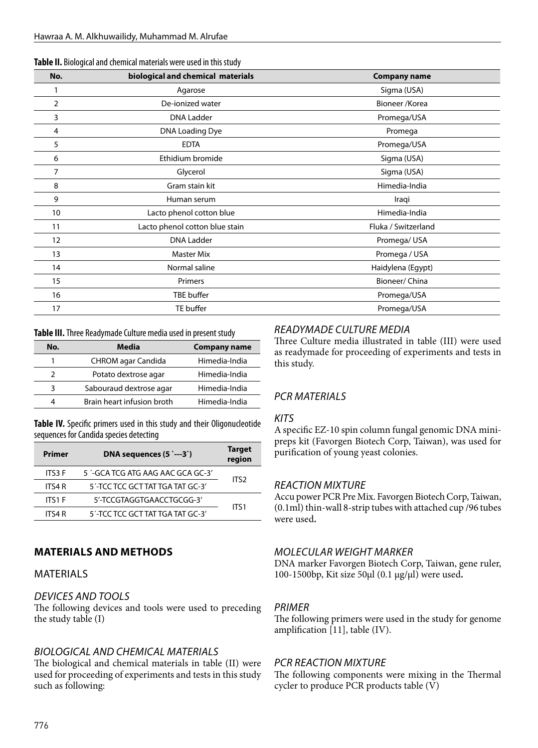**Table II.** Biological and chemical materials were used in this study

| No. | biological and chemical materials | Company name |
|---|---|---|
| 1 | Agarose | Sigma (USA) |
| 2 | De-ionized water | Bioneer /Korea |
| 3 | DNA Ladder | Promega/USA |
| 4 | DNA Loading Dye | Promega |
| 5 | EDTA | Promega/USA |
| 6 | Ethidium bromide | Sigma (USA) |
| 7 | Glycerol | Sigma (USA) |
| 8 | Gram stain kit | Himedia-India |
| 9 | Human serum | Iraqi |
| 10 | Lacto phenol cotton blue | Himedia-India |
| 11 | Lacto phenol cotton blue stain | Fluka / Switzerland |
| 12 | DNA Ladder | Promega/ USA |
| 13 | Master Mix | Promega / USA |
| 14 | Normal saline | Haidylena (Egypt) |
| 15 | Primers | Bioneer/ China |
| 16 | TBE buffer | Promega/USA |
| 17 | TE buffer | Promega/USA |

**Table III.** Three Readymade Culture media used in present study

| No. | Media | Company name |
|---|---|---|
| 1 | CHROM agar Candida | Himedia-India |
| 2 | Potato dextrose agar | Himedia-India |
| 3 | Sabouraud dextrose agar | Himedia-India |
| 4 | Brain heart infusion broth | Himedia-India |

**Table IV.** Specific primers used in this study and their Oligonucleotide sequences for Candida species detecting

| Primer | DNA sequences (5 `---3`) | Target region |
|---|---|---|
| ITS3 F | 5 ´-GCA TCG ATG AAG AAC GCA GC-3´ | ITS2 |
| ITS4 R | 5´-TCC TCC GCT TAT TGA TAT GC-3´ | |
| ITS1 F | 5′-TCCGTAGGTGAACCTGCGG-3′ | ITS1 |
| ITS4 R | 5´-TCC TCC GCT TAT TGA TAT GC-3´ | |

## MATERIALS AND METHODS

### MATERIALS

#### *DEVICES AND TOOLS*

The following devices and tools were used to preceding the study table (I)

#### *BIOLOGICAL AND CHEMICAL MATERIALS*

The biological and chemical materials in table (II) were used for proceeding of experiments and tests in this study such as following:

#### *READYMADE CULTURE MEDIA*

Three Culture media illustrated in table (III) were used as readymade for proceeding of experiments and tests in this study.

#### *PCR MATERIALS*

#### *KITS*

A specific EZ-10 spin column fungal genomic DNA mini-preps kit (Favorgen Biotech Corp, Taiwan), was used for purification of young yeast colonies.

#### *REACTION MIXTURE*

Accu power PCR Pre Mix. Favorgen Biotech Corp, Taiwan, (0.1ml) thin-wall 8-strip tubes with attached cup /96 tubes were used.

#### *MOLECULAR WEIGHT MARKER*

DNA marker Favorgen Biotech Corp, Taiwan, gene ruler, 100-1500bp, Kit size 50µl (0.1 µg/µl) were used.

#### *PRIMER*

The following primers were used in the study for genome amplification [11], table (IV).

#### *PCR REACTION MIXTURE*

The following components were mixing in the Thermal cycler to produce PCR products table (V)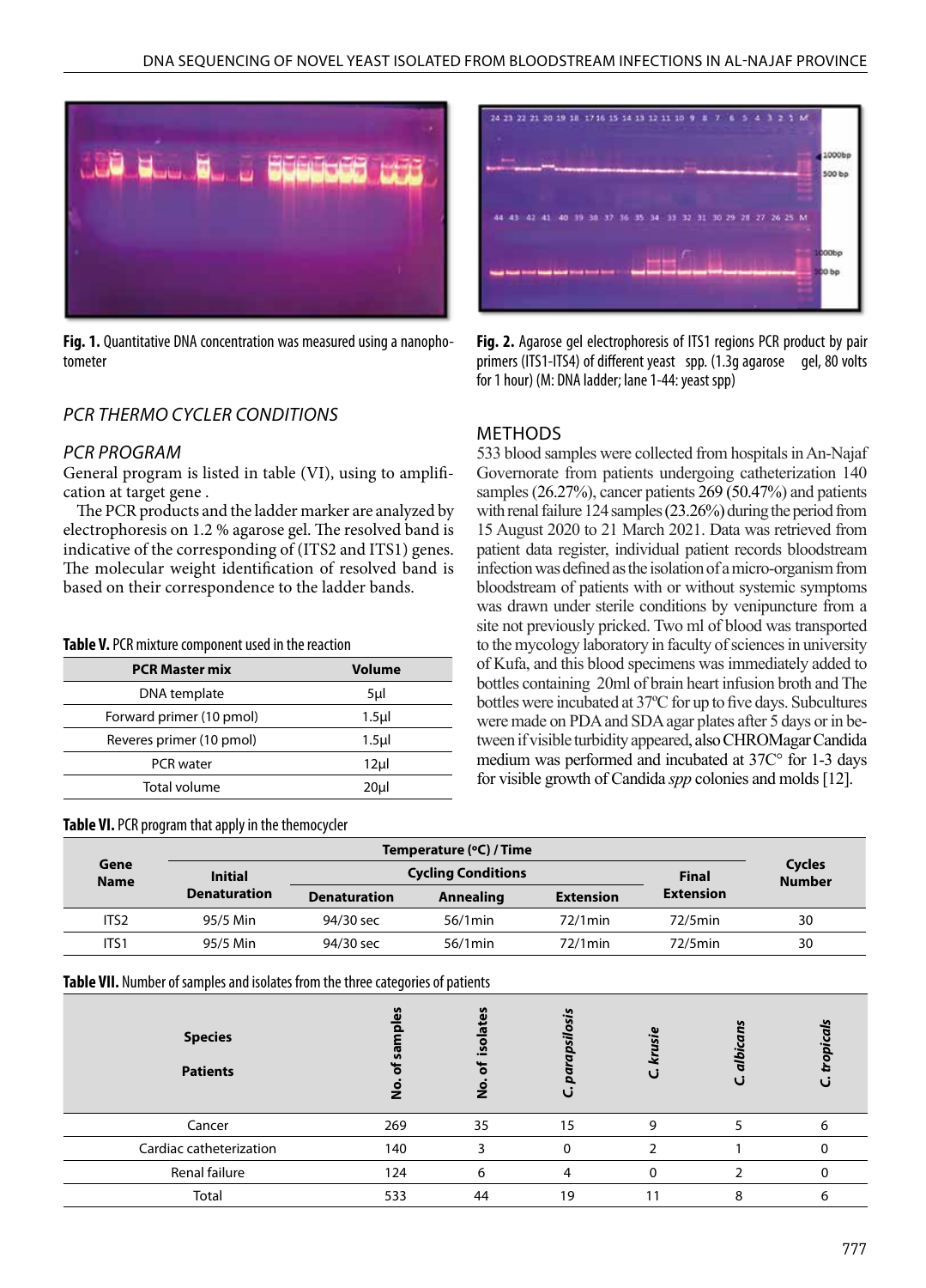Fig. 1. Quantitative DNA concentration was measured using a nanophotometer

Fig. 2. Agarose gel electrophoresis of ITS1 regions PCR product by pair primers (ITS1-ITS4) of different yeast spp. (1.3g agarose gel, 80 volts for 1 hour) (M: DNA ladder; lane 1-44: yeast spp)

## *PCR THERMO CYCLER CONDITIONS*

### *PCR PROGRAM*

General program is listed in table (VI), using to amplification at target gene .

The PCR products and the ladder marker are analyzed by electrophoresis on 1.2 % agarose gel. The resolved band is indicative of the corresponding of (ITS2 and ITS1) genes. The molecular weight identification of resolved band is based on their correspondence to the ladder bands.

**Table V.** PCR mixture component used in the reaction

| PCR Master mix | Volume |
|---|---|
| DNA template | 5μl |
| Forward primer (10 pmol) | 1.5μl |
| Reveres primer (10 pmol) | 1.5μl |
| PCR water | 12μl |
| Total volume | 20μl |

## METHODS

533 blood samples were collected from hospitals in An-Najaf Governorate from patients undergoing catheterization 140 samples (26.27%), cancer patients 269 (50.47%) and patients with renal failure 124 samples (23.26%) during the period from 15 August 2020 to 21 March 2021. Data was retrieved from patient data register, individual patient records bloodstream infection was defined as the isolation of a micro-organism from bloodstream of patients with or without systemic symptoms was drawn under sterile conditions by venipuncture from a site not previously pricked. Two ml of blood was transported to the mycology laboratory in faculty of sciences in university of Kufa, and this blood specimens was immediately added to bottles containing 20ml of brain heart infusion broth and The bottles were incubated at 37ºC for up to five days. Subcultures were made on PDA and SDA agar plates after 5 days or in between if visible turbidity appeared, also CHROMagar Candida medium was performed and incubated at 37C° for 1-3 days for visible growth of Candida *spp* colonies and molds [12].

**Table VI.** PCR program that apply in the themocycler

| Gene Name | Temperature (ºC) / Time | | | | | Cycles Number |
|---|---|---|---|---|---|---|
| | Initial Denaturation | Cycling Conditions | | | Final Extension | |
| | | Denaturation | Annealing | Extension | | |
| ITS2 | 95/5 Min | 94/30 sec | 56/1min | 72/1min | 72/5min | 30 |
| ITS1 | 95/5 Min | 94/30 sec | 56/1min | 72/1min | 72/5min | 30 |

**Table VII.** Number of samples and isolates from the three categories of patients

| Species / Patients | No. of samples | No. of isolates | *C. parapsilosis* | *C. krusie* | *C. albicans* | *C. tropicals* |
|---|---|---|---|---|---|---|
| Cancer | 269 | 35 | 15 | 9 | 5 | 6 |
| Cardiac catheterization | 140 | 3 | 0 | 2 | 1 | 0 |
| Renal failure | 124 | 6 | 4 | 0 | 2 | 0 |
| Total | 533 | 44 | 19 | 11 | 8 | 6 |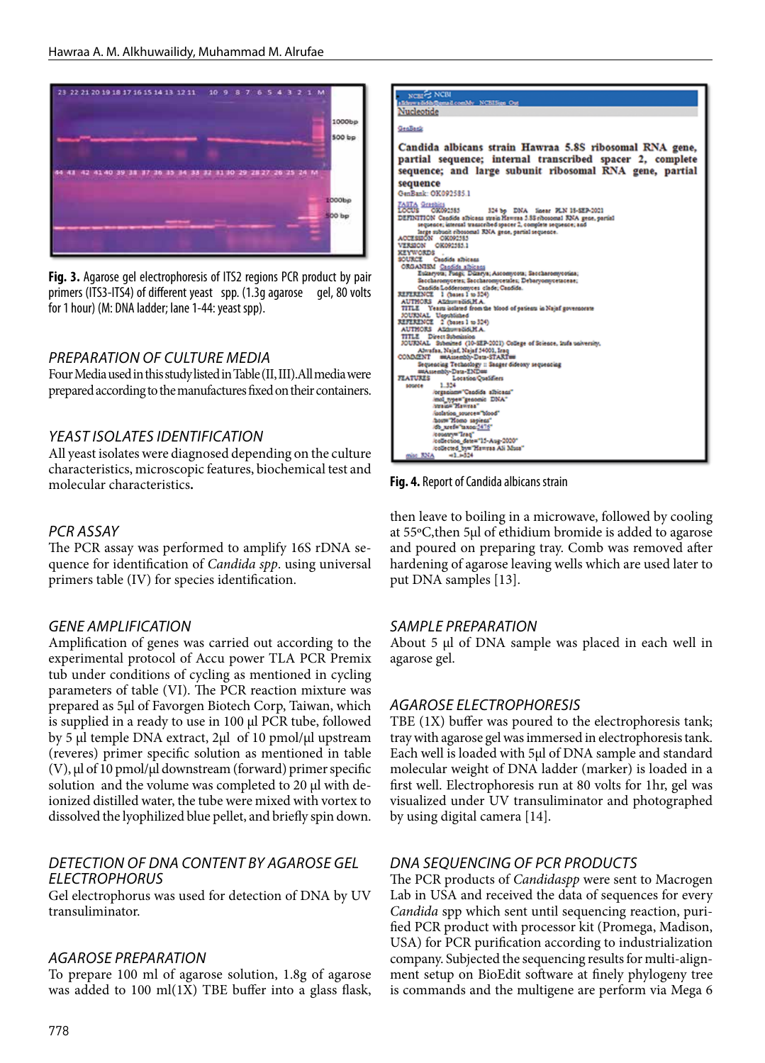Fig. 3. Agarose gel electrophoresis of ITS2 regions PCR product by pair primers (ITS3-ITS4) of different yeast spp. (1.3g agarose gel, 80 volts for 1 hour) (M: DNA ladder; lane 1-44: yeast spp).

### PREPARATION OF CULTURE MEDIA

Four Media used in this study listed in Table (II, III). All media were prepared according to the manufactures fixed on their containers.

### YEAST ISOLATES IDENTIFICATION

All yeast isolates were diagnosed depending on the culture characteristics, microscopic features, biochemical test and molecular characteristics.

### PCR ASSAY

The PCR assay was performed to amplify 16S rDNA sequence for identification of *Candida spp*. using universal primers table (IV) for species identification.

### GENE AMPLIFICATION

Amplification of genes was carried out according to the experimental protocol of Accu power TLA PCR Premix tub under conditions of cycling as mentioned in cycling parameters of table (VI). The PCR reaction mixture was prepared as 5µl of Favorgen Biotech Corp, Taiwan, which is supplied in a ready to use in 100 µl PCR tube, followed by 5 µl temple DNA extract, 2µl of 10 pmol/µl upstream (reveres) primer specific solution as mentioned in table (V), µl of 10 pmol/µl downstream (forward) primer specific solution and the volume was completed to 20 µl with de-ionized distilled water, the tube were mixed with vortex to dissolved the lyophilized blue pellet, and briefly spin down.

### DETECTION OF DNA CONTENT BY AGAROSE GEL ELECTROPHORUS

Gel electrophorus was used for detection of DNA by UV transuliminator.

### AGAROSE PREPARATION

To prepare 100 ml of agarose solution, 1.8g of agarose was added to 100 ml(1X) TBE buffer into a glass flask, then leave to boiling in a microwave, followed by cooling at 55ºC, then 5µl of ethidium bromide is added to agarose and poured on preparing tray. Comb was removed after hardening of agarose leaving wells which are used later to put DNA samples [13].

Fig. 4. Report of Candida albicans strain

### SAMPLE PREPARATION

About 5 µl of DNA sample was placed in each well in agarose gel.

### AGAROSE ELECTROPHORESIS

TBE (1X) buffer was poured to the electrophoresis tank; tray with agarose gel was immersed in electrophoresis tank. Each well is loaded with 5µl of DNA sample and standard molecular weight of DNA ladder (marker) is loaded in a first well. Electrophoresis run at 80 volts for 1hr, gel was visualized under UV transuliminator and photographed by using digital camera [14].

### DNA SEQUENCING OF PCR PRODUCTS

The PCR products of *Candidaspp* were sent to Macrogen Lab in USA and received the data of sequences for every *Candida* spp which sent until sequencing reaction, purified PCR product with processor kit (Promega, Madison, USA) for PCR purification according to industrialization company. Subjected the sequencing results for multi-alignment setup on BioEdit software at finely phylogeny tree is commands and the multigene are perform via Mega 6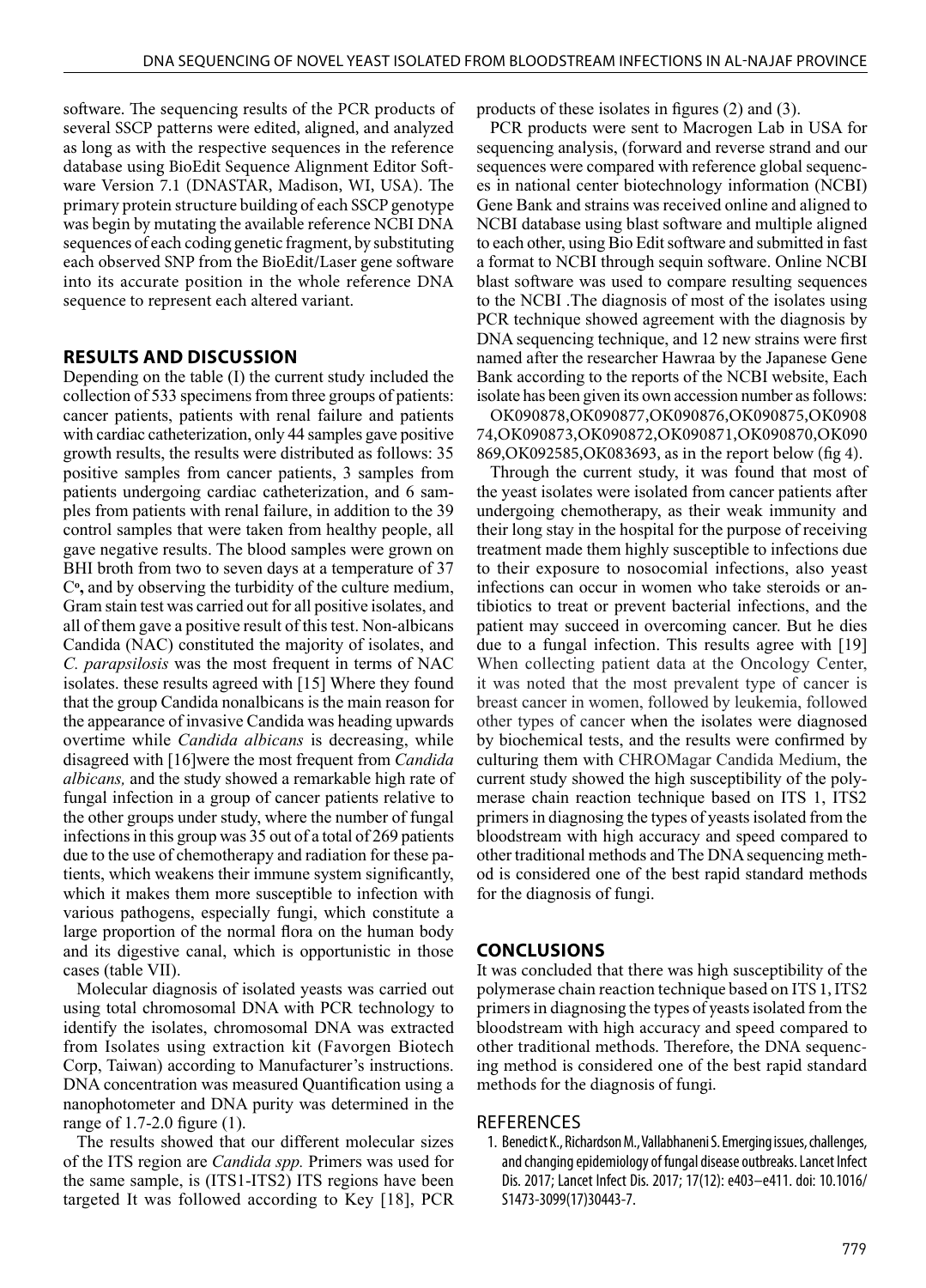software. The sequencing results of the PCR products of several SSCP patterns were edited, aligned, and analyzed as long as with the respective sequences in the reference database using BioEdit Sequence Alignment Editor Software Version 7.1 (DNASTAR, Madison, WI, USA). The primary protein structure building of each SSCP genotype was begin by mutating the available reference NCBI DNA sequences of each coding genetic fragment, by substituting each observed SNP from the BioEdit/Laser gene software into its accurate position in the whole reference DNA sequence to represent each altered variant.

## RESULTS AND DISCUSSION

Depending on the table (I) the current study included the collection of 533 specimens from three groups of patients: cancer patients, patients with renal failure and patients with cardiac catheterization, only 44 samples gave positive growth results, the results were distributed as follows: 35 positive samples from cancer patients, 3 samples from patients undergoing cardiac catheterization, and 6 samples from patients with renal failure, in addition to the 39 control samples that were taken from healthy people, all gave negative results. The blood samples were grown on BHI broth from two to seven days at a temperature of 37 C**o**, and by observing the turbidity of the culture medium, Gram stain test was carried out for all positive isolates, and all of them gave a positive result of this test. Non-albicans Candida (NAC) constituted the majority of isolates, and *C. parapsilosis* was the most frequent in terms of NAC isolates. these results agreed with [15] Where they found that the group Candida nonalbicans is the main reason for the appearance of invasive Candida was heading upwards overtime while *Candida albicans* is decreasing, while disagreed with [16]were the most frequent from *Candida albicans,* and the study showed a remarkable high rate of fungal infection in a group of cancer patients relative to the other groups under study, where the number of fungal infections in this group was 35 out of a total of 269 patients due to the use of chemotherapy and radiation for these patients, which weakens their immune system significantly, which it makes them more susceptible to infection with various pathogens, especially fungi, which constitute a large proportion of the normal flora on the human body and its digestive canal, which is opportunistic in those cases (table VII).

Molecular diagnosis of isolated yeasts was carried out using total chromosomal DNA with PCR technology to identify the isolates, chromosomal DNA was extracted from Isolates using extraction kit (Favorgen Biotech Corp, Taiwan) according to Manufacturer's instructions. DNA concentration was measured Quantification using a nanophotometer and DNA purity was determined in the range of 1.7-2.0 figure (1).

The results showed that our different molecular sizes of the ITS region are *Candida spp.* Primers was used for the same sample, is (ITS1-ITS2) ITS regions have been targeted It was followed according to Key [18], PCR products of these isolates in figures (2) and (3).

PCR products were sent to Macrogen Lab in USA for sequencing analysis, (forward and reverse strand and our sequences were compared with reference global sequences in national center biotechnology information (NCBI) Gene Bank and strains was received online and aligned to NCBI database using blast software and multiple aligned to each other, using Bio Edit software and submitted in fast a format to NCBI through sequin software. Online NCBI blast software was used to compare resulting sequences to the NCBI .The diagnosis of most of the isolates using PCR technique showed agreement with the diagnosis by DNA sequencing technique, and 12 new strains were first named after the researcher Hawraa by the Japanese Gene Bank according to the reports of the NCBI website, Each isolate has been given its own accession number as follows: OK090878,OK090877,OK090876,OK090875,OK090874,OK090873,OK090872,OK090871,OK090870,OK090869,OK092585,OK083693, as in the report below (fig 4).

Through the current study, it was found that most of the yeast isolates were isolated from cancer patients after undergoing chemotherapy, as their weak immunity and their long stay in the hospital for the purpose of receiving treatment made them highly susceptible to infections due to their exposure to nosocomial infections, also yeast infections can occur in women who take steroids or antibiotics to treat or prevent bacterial infections, and the patient may succeed in overcoming cancer. But he dies due to a fungal infection. This results agree with [19] When collecting patient data at the Oncology Center, it was noted that the most prevalent type of cancer is breast cancer in women, followed by leukemia, followed other types of cancer when the isolates were diagnosed by biochemical tests, and the results were confirmed by culturing them with CHROMagar Candida Medium, the current study showed the high susceptibility of the polymerase chain reaction technique based on ITS 1, ITS2 primers in diagnosing the types of yeasts isolated from the bloodstream with high accuracy and speed compared to other traditional methods and The DNA sequencing method is considered one of the best rapid standard methods for the diagnosis of fungi.

## CONCLUSIONS

It was concluded that there was high susceptibility of the polymerase chain reaction technique based on ITS 1, ITS2 primers in diagnosing the types of yeasts isolated from the bloodstream with high accuracy and speed compared to other traditional methods. Therefore, the DNA sequencing method is considered one of the best rapid standard methods for the diagnosis of fungi.

## REFERENCES

1. Benedict K., Richardson M., Vallabhaneni S. Emerging issues, challenges, and changing epidemiology of fungal disease outbreaks. Lancet Infect Dis. 2017; Lancet Infect Dis. 2017; 17(12): e403–e411. doi: 10.1016/S1473-3099(17)30443-7.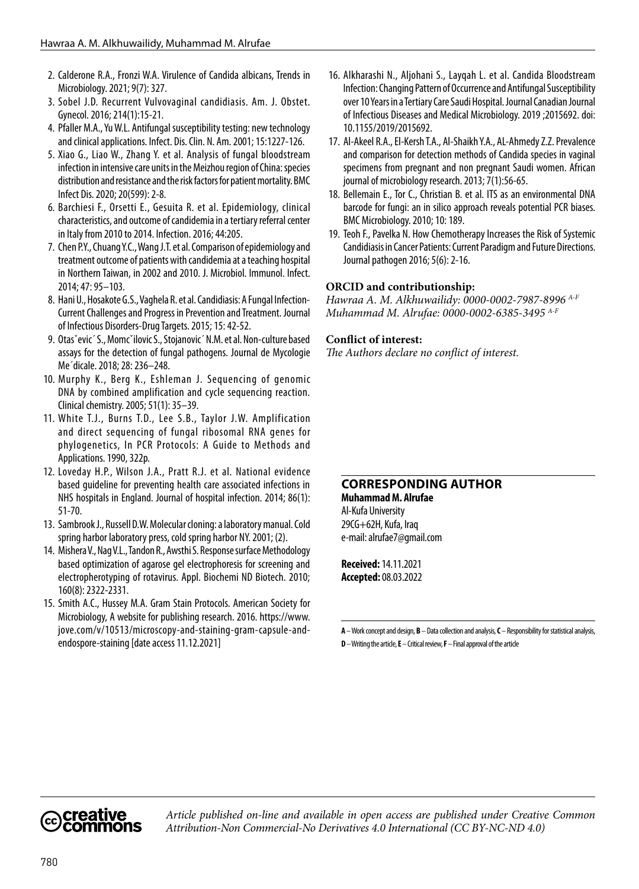2. Calderone R.A., Fronzi W.A. Virulence of Candida albicans, Trends in Microbiology. 2021; 9(7): 327.
3. Sobel J.D. Recurrent Vulvovaginal candidiasis. Am. J. Obstet. Gynecol. 2016; 214(1):15-21.
4. Pfaller M.A., Yu W.L. Antifungal susceptibility testing: new technology and clinical applications. Infect. Dis. Clin. N. Am. 2001; 15:1227-126.
5. Xiao G., Liao W., Zhang Y. et al. Analysis of fungal bloodstream infection in intensive care units in the Meizhou region of China: species distribution and resistance and the risk factors for patient mortality. BMC Infect Dis. 2020; 20(599): 2-8.
6. Barchiesi F., Orsetti E., Gesuita R. et al. Epidemiology, clinical characteristics, and outcome of candidemia in a tertiary referral center in Italy from 2010 to 2014. Infection. 2016; 44:205.
7. Chen P.Y., Chuang Y.C., Wang J.T. et al. Comparison of epidemiology and treatment outcome of patients with candidemia at a teaching hospital in Northern Taiwan, in 2002 and 2010. J. Microbiol. Immunol. Infect. 2014; 47: 95–103.
8. Hani U., Hosakote G.S., Vaghela R. et al. Candidiasis: A Fungal Infection-Current Challenges and Progress in Prevention and Treatment. Journal of Infectious Disorders-Drug Targets. 2015; 15: 42-52.
9. Otasˇevic´ S., Momcˇilovic S., Stojanovic´ N.M. et al. Non-culture based assays for the detection of fungal pathogens. Journal de Mycologie Me´dicale. 2018; 28: 236–248.
10. Murphy K., Berg K., Eshleman J. Sequencing of genomic DNA by combined amplification and cycle sequencing reaction. Clinical chemistry. 2005; 51(1): 35–39.
11. White T.J., Burns T.D., Lee S.B., Taylor J.W. Amplification and direct sequencing of fungal ribosomal RNA genes for phylogenetics, In PCR Protocols: A Guide to Methods and Applications. 1990, 322p.
12. Loveday H.P., Wilson J.A., Pratt R.J. et al. National evidence based guideline for preventing health care associated infections in NHS hospitals in England. Journal of hospital infection. 2014; 86(1): 51-70.
13. Sambrook J., Russell D.W. Molecular cloning: a laboratory manual. Cold spring harbor laboratory press, cold spring harbor NY. 2001; (2).
14. Mishera V., Nag V.L., Tandon R., Awsthi S. Response surface Methodology based optimization of agarose gel electrophoresis for screening and electropherotyping of rotavirus. Appl. Biochemi ND Biotech. 2010; 160(8): 2322-2331.
15. Smith A.C., Hussey M.A. Gram Stain Protocols. American Society for Microbiology, A website for publishing research. 2016. https://www.jove.com/v/10513/microscopy-and-staining-gram-capsule-and-endospore-staining [date access 11.12.2021]
16. Alkharashi N., Aljohani S., Layqah L. et al. Candida Bloodstream Infection: Changing Pattern of Occurrence and Antifungal Susceptibility over 10 Years in a Tertiary Care Saudi Hospital. Journal Canadian Journal of Infectious Diseases and Medical Microbiology. 2019 ;2015692. doi: 10.1155/2019/2015692.
17. Al-Akeel R.A., El-Kersh T.A., Al-Shaikh Y.A., AL-Ahmedy Z.Z. Prevalence and comparison for detection methods of Candida species in vaginal specimens from pregnant and non pregnant Saudi women. African journal of microbiology research. 2013; 7(1):56-65.
18. Bellemain E., Tor C., Christian B. et al. ITS as an environmental DNA barcode for fungi: an in silico approach reveals potential PCR biases. BMC Microbiology. 2010; 10: 189.
19. Teoh F., Pavelka N. How Chemotherapy Increases the Risk of Systemic Candidiasis in Cancer Patients: Current Paradigm and Future Directions. Journal pathogen 2016; 5(6): 2-16.

**ORCID and contributionship:**

*Hawraa A. M. Alkhuwailidy: 0000-0002-7987-8996* [A-F]
*Muhammad M. Alrufae: 0000-0002-6385-3495* [A-F]

**Conflict of interest:**

*The Authors declare no conflict of interest.*

## CORRESPONDING AUTHOR

**Muhammad M. Alrufae**
Al-Kufa University
29CG+62H, Kufa, Iraq
e-mail: alrufae7@gmail.com

**Received:** 14.11.2021
**Accepted:** 08.03.2022

**A** – Work concept and design, **B** – Data collection and analysis, **C** – Responsibility for statistical analysis, **D** – Writing the article, **E** – Critical review, **F** – Final approval of the article

*Article published on-line and available in open access are published under Creative Common Attribution-Non Commercial-No Derivatives 4.0 International (CC BY-NC-ND 4.0)*